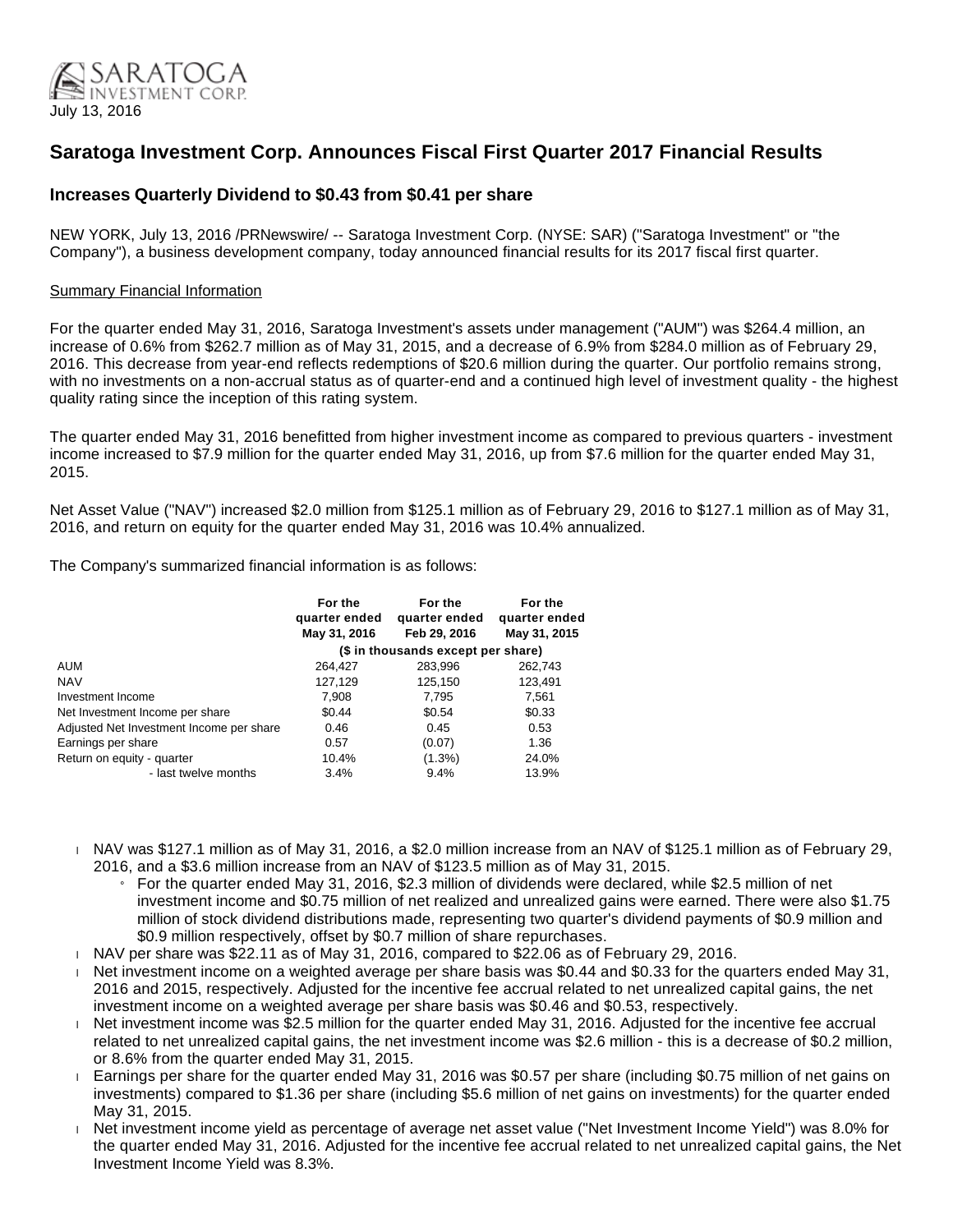SARATOGA INVESTMENT CORP.

July 13, 2016

# Saratoga Investment Corp. Announces Fiscal First Quarter 2017 Financial Results

## Increases Quarterly Dividend to $0.43 from $0.41 per share

NEW YORK, July 13, 2016 /PRNewswire/ -- Saratoga Investment Corp. (NYSE: SAR) ("Saratoga Investment" or "the Company"), a business development company, today announced financial results for its 2017 fiscal first quarter.

Summary Financial Information

For the quarter ended May 31, 2016, Saratoga Investment's assets under management ("AUM") was $264.4 million, an increase of 0.6% from $262.7 million as of May 31, 2015, and a decrease of 6.9% from $284.0 million as of February 29, 2016. This decrease from year-end reflects redemptions of $20.6 million during the quarter. Our portfolio remains strong, with no investments on a non-accrual status as of quarter-end and a continued high level of investment quality - the highest quality rating since the inception of this rating system.

The quarter ended May 31, 2016 benefitted from higher investment income as compared to previous quarters - investment income increased to $7.9 million for the quarter ended May 31, 2016, up from $7.6 million for the quarter ended May 31, 2015.

Net Asset Value ("NAV") increased $2.0 million from $125.1 million as of February 29, 2016 to $127.1 million as of May 31, 2016, and return on equity for the quarter ended May 31, 2016 was 10.4% annualized.

The Company's summarized financial information is as follows:

| | For the quarter ended May 31, 2016 | For the quarter ended Feb 29, 2016 | For the quarter ended May 31, 2015 |
|---|---|---|---|
| | ($ in thousands except per share) | | |
| AUM | 264,427 | 283,996 | 262,743 |
| NAV | 127,129 | 125,150 | 123,491 |
| Investment Income | 7,908 | 7,795 | 7,561 |
| Net Investment Income per share | $0.44 | $0.54 | $0.33 |
| Adjusted Net Investment Income per share | 0.46 | 0.45 | 0.53 |
| Earnings per share | 0.57 | (0.07) | 1.36 |
| Return on equity - quarter | 10.4% | (1.3%) | 24.0% |
| - last twelve months | 3.4% | 9.4% | 13.9% |

- NAV was $127.1 million as of May 31, 2016, a $2.0 million increase from an NAV of $125.1 million as of February 29, 2016, and a $3.6 million increase from an NAV of $123.5 million as of May 31, 2015.
  - For the quarter ended May 31, 2016, $2.3 million of dividends were declared, while $2.5 million of net investment income and $0.75 million of net realized and unrealized gains were earned. There were also $1.75 million of stock dividend distributions made, representing two quarter's dividend payments of $0.9 million and $0.9 million respectively, offset by $0.7 million of share repurchases.
- NAV per share was $22.11 as of May 31, 2016, compared to $22.06 as of February 29, 2016.
- Net investment income on a weighted average per share basis was $0.44 and $0.33 for the quarters ended May 31, 2016 and 2015, respectively. Adjusted for the incentive fee accrual related to net unrealized capital gains, the net investment income on a weighted average per share basis was $0.46 and $0.53, respectively.
- Net investment income was $2.5 million for the quarter ended May 31, 2016. Adjusted for the incentive fee accrual related to net unrealized capital gains, the net investment income was $2.6 million - this is a decrease of $0.2 million, or 8.6% from the quarter ended May 31, 2015.
- Earnings per share for the quarter ended May 31, 2016 was $0.57 per share (including $0.75 million of net gains on investments) compared to $1.36 per share (including $5.6 million of net gains on investments) for the quarter ended May 31, 2015.
- Net investment income yield as percentage of average net asset value ("Net Investment Income Yield") was 8.0% for the quarter ended May 31, 2016. Adjusted for the incentive fee accrual related to net unrealized capital gains, the Net Investment Income Yield was 8.3%.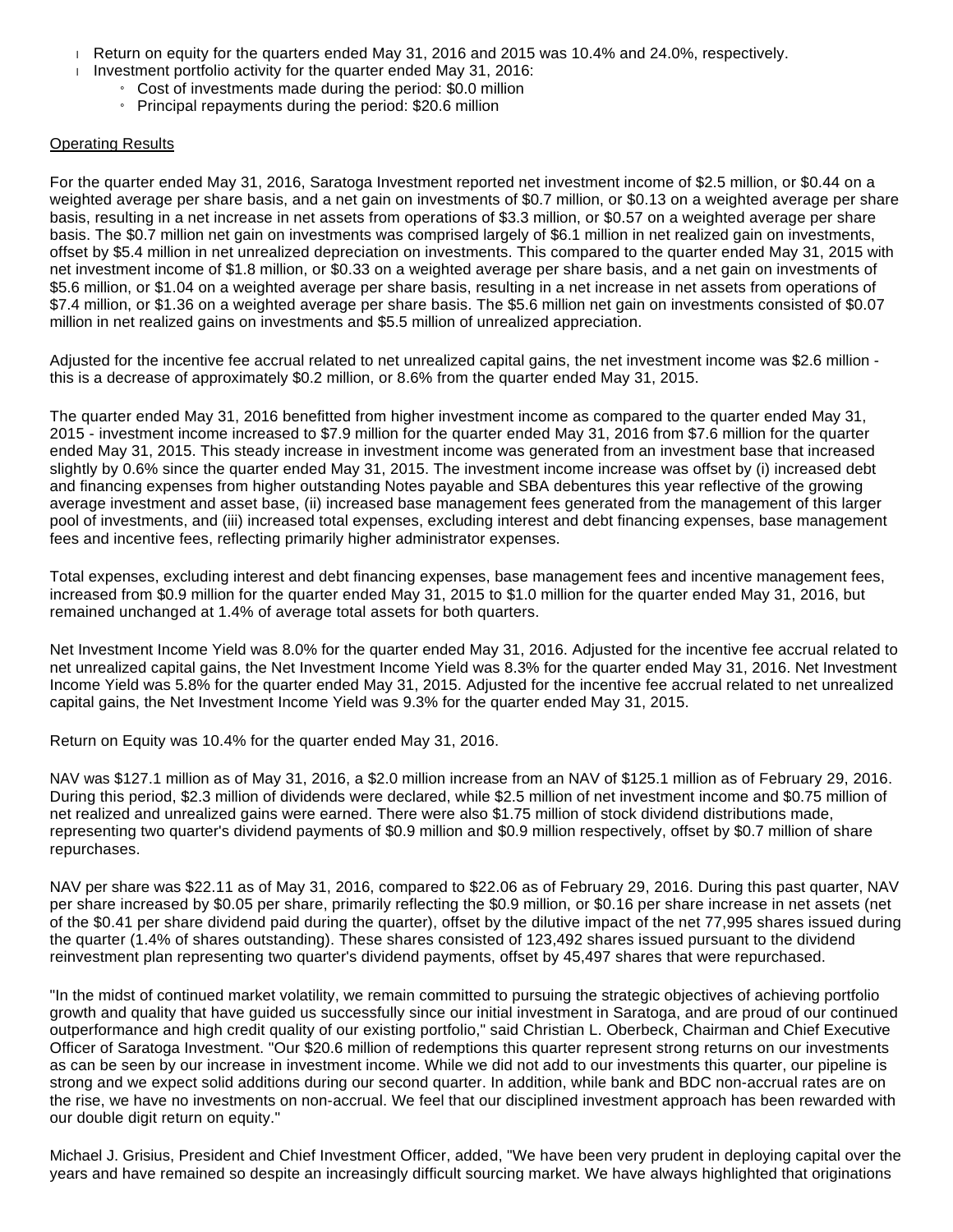- Return on equity for the quarters ended May 31, 2016 and 2015 was 10.4% and 24.0%, respectively.
- Investment portfolio activity for the quarter ended May 31, 2016:
    - Cost of investments made during the period: $0.0 million
    - Principal repayments during the period: $20.6 million

Operating Results

For the quarter ended May 31, 2016, Saratoga Investment reported net investment income of $2.5 million, or $0.44 on a weighted average per share basis, and a net gain on investments of $0.7 million, or $0.13 on a weighted average per share basis, resulting in a net increase in net assets from operations of $3.3 million, or $0.57 on a weighted average per share basis. The $0.7 million net gain on investments was comprised largely of $6.1 million in net realized gain on investments, offset by $5.4 million in net unrealized depreciation on investments. This compared to the quarter ended May 31, 2015 with net investment income of $1.8 million, or $0.33 on a weighted average per share basis, and a net gain on investments of $5.6 million, or $1.04 on a weighted average per share basis, resulting in a net increase in net assets from operations of $7.4 million, or $1.36 on a weighted average per share basis. The $5.6 million net gain on investments consisted of $0.07 million in net realized gains on investments and $5.5 million of unrealized appreciation.

Adjusted for the incentive fee accrual related to net unrealized capital gains, the net investment income was $2.6 million - this is a decrease of approximately $0.2 million, or 8.6% from the quarter ended May 31, 2015.

The quarter ended May 31, 2016 benefitted from higher investment income as compared to the quarter ended May 31, 2015 - investment income increased to $7.9 million for the quarter ended May 31, 2016 from $7.6 million for the quarter ended May 31, 2015. This steady increase in investment income was generated from an investment base that increased slightly by 0.6% since the quarter ended May 31, 2015. The investment income increase was offset by (i) increased debt and financing expenses from higher outstanding Notes payable and SBA debentures this year reflective of the growing average investment and asset base, (ii) increased base management fees generated from the management of this larger pool of investments, and (iii) increased total expenses, excluding interest and debt financing expenses, base management fees and incentive fees, reflecting primarily higher administrator expenses.

Total expenses, excluding interest and debt financing expenses, base management fees and incentive management fees, increased from $0.9 million for the quarter ended May 31, 2015 to $1.0 million for the quarter ended May 31, 2016, but remained unchanged at 1.4% of average total assets for both quarters.

Net Investment Income Yield was 8.0% for the quarter ended May 31, 2016. Adjusted for the incentive fee accrual related to net unrealized capital gains, the Net Investment Income Yield was 8.3% for the quarter ended May 31, 2016. Net Investment Income Yield was 5.8% for the quarter ended May 31, 2015. Adjusted for the incentive fee accrual related to net unrealized capital gains, the Net Investment Income Yield was 9.3% for the quarter ended May 31, 2015.

Return on Equity was 10.4% for the quarter ended May 31, 2016.

NAV was $127.1 million as of May 31, 2016, a $2.0 million increase from an NAV of $125.1 million as of February 29, 2016. During this period, $2.3 million of dividends were declared, while $2.5 million of net investment income and $0.75 million of net realized and unrealized gains were earned. There were also $1.75 million of stock dividend distributions made, representing two quarter's dividend payments of $0.9 million and $0.9 million respectively, offset by $0.7 million of share repurchases.

NAV per share was $22.11 as of May 31, 2016, compared to $22.06 as of February 29, 2016. During this past quarter, NAV per share increased by $0.05 per share, primarily reflecting the $0.9 million, or $0.16 per share increase in net assets (net of the $0.41 per share dividend paid during the quarter), offset by the dilutive impact of the net 77,995 shares issued during the quarter (1.4% of shares outstanding). These shares consisted of 123,492 shares issued pursuant to the dividend reinvestment plan representing two quarter's dividend payments, offset by 45,497 shares that were repurchased.

"In the midst of continued market volatility, we remain committed to pursuing the strategic objectives of achieving portfolio growth and quality that have guided us successfully since our initial investment in Saratoga, and are proud of our continued outperformance and high credit quality of our existing portfolio," said Christian L. Oberbeck, Chairman and Chief Executive Officer of Saratoga Investment. "Our $20.6 million of redemptions this quarter represent strong returns on our investments as can be seen by our increase in investment income. While we did not add to our investments this quarter, our pipeline is strong and we expect solid additions during our second quarter. In addition, while bank and BDC non-accrual rates are on the rise, we have no investments on non-accrual. We feel that our disciplined investment approach has been rewarded with our double digit return on equity."

Michael J. Grisius, President and Chief Investment Officer, added, "We have been very prudent in deploying capital over the years and have remained so despite an increasingly difficult sourcing market. We have always highlighted that originations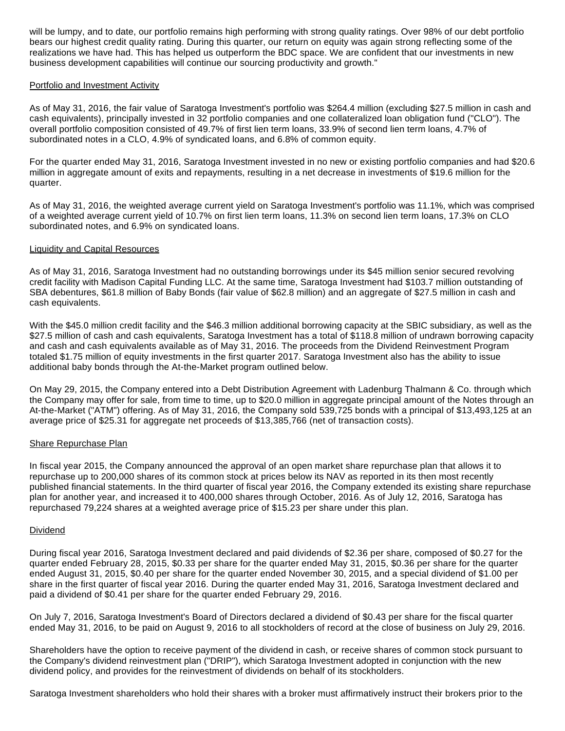will be lumpy, and to date, our portfolio remains high performing with strong quality ratings. Over 98% of our debt portfolio bears our highest credit quality rating. During this quarter, our return on equity was again strong reflecting some of the realizations we have had. This has helped us outperform the BDC space. We are confident that our investments in new business development capabilities will continue our sourcing productivity and growth."

<u>Portfolio and Investment Activity</u>

As of May 31, 2016, the fair value of Saratoga Investment's portfolio was $264.4 million (excluding $27.5 million in cash and cash equivalents), principally invested in 32 portfolio companies and one collateralized loan obligation fund ("CLO"). The overall portfolio composition consisted of 49.7% of first lien term loans, 33.9% of second lien term loans, 4.7% of subordinated notes in a CLO, 4.9% of syndicated loans, and 6.8% of common equity.

For the quarter ended May 31, 2016, Saratoga Investment invested in no new or existing portfolio companies and had $20.6 million in aggregate amount of exits and repayments, resulting in a net decrease in investments of $19.6 million for the quarter.

As of May 31, 2016, the weighted average current yield on Saratoga Investment's portfolio was 11.1%, which was comprised of a weighted average current yield of 10.7% on first lien term loans, 11.3% on second lien term loans, 17.3% on CLO subordinated notes, and 6.9% on syndicated loans.

<u>Liquidity and Capital Resources</u>

As of May 31, 2016, Saratoga Investment had no outstanding borrowings under its $45 million senior secured revolving credit facility with Madison Capital Funding LLC. At the same time, Saratoga Investment had $103.7 million outstanding of SBA debentures, $61.8 million of Baby Bonds (fair value of $62.8 million) and an aggregate of $27.5 million in cash and cash equivalents.

With the $45.0 million credit facility and the $46.3 million additional borrowing capacity at the SBIC subsidiary, as well as the $27.5 million of cash and cash equivalents, Saratoga Investment has a total of $118.8 million of undrawn borrowing capacity and cash and cash equivalents available as of May 31, 2016. The proceeds from the Dividend Reinvestment Program totaled $1.75 million of equity investments in the first quarter 2017. Saratoga Investment also has the ability to issue additional baby bonds through the At-the-Market program outlined below.

On May 29, 2015, the Company entered into a Debt Distribution Agreement with Ladenburg Thalmann & Co. through which the Company may offer for sale, from time to time, up to $20.0 million in aggregate principal amount of the Notes through an At-the-Market ("ATM") offering. As of May 31, 2016, the Company sold 539,725 bonds with a principal of $13,493,125 at an average price of $25.31 for aggregate net proceeds of $13,385,766 (net of transaction costs).

<u>Share Repurchase Plan</u>

In fiscal year 2015, the Company announced the approval of an open market share repurchase plan that allows it to repurchase up to 200,000 shares of its common stock at prices below its NAV as reported in its then most recently published financial statements. In the third quarter of fiscal year 2016, the Company extended its existing share repurchase plan for another year, and increased it to 400,000 shares through October, 2016. As of July 12, 2016, Saratoga has repurchased 79,224 shares at a weighted average price of $15.23 per share under this plan.

<u>Dividend</u>

During fiscal year 2016, Saratoga Investment declared and paid dividends of $2.36 per share, composed of $0.27 for the quarter ended February 28, 2015, $0.33 per share for the quarter ended May 31, 2015, $0.36 per share for the quarter ended August 31, 2015, $0.40 per share for the quarter ended November 30, 2015, and a special dividend of $1.00 per share in the first quarter of fiscal year 2016. During the quarter ended May 31, 2016, Saratoga Investment declared and paid a dividend of $0.41 per share for the quarter ended February 29, 2016.

On July 7, 2016, Saratoga Investment's Board of Directors declared a dividend of $0.43 per share for the fiscal quarter ended May 31, 2016, to be paid on August 9, 2016 to all stockholders of record at the close of business on July 29, 2016.

Shareholders have the option to receive payment of the dividend in cash, or receive shares of common stock pursuant to the Company's dividend reinvestment plan ("DRIP"), which Saratoga Investment adopted in conjunction with the new dividend policy, and provides for the reinvestment of dividends on behalf of its stockholders.

Saratoga Investment shareholders who hold their shares with a broker must affirmatively instruct their brokers prior to the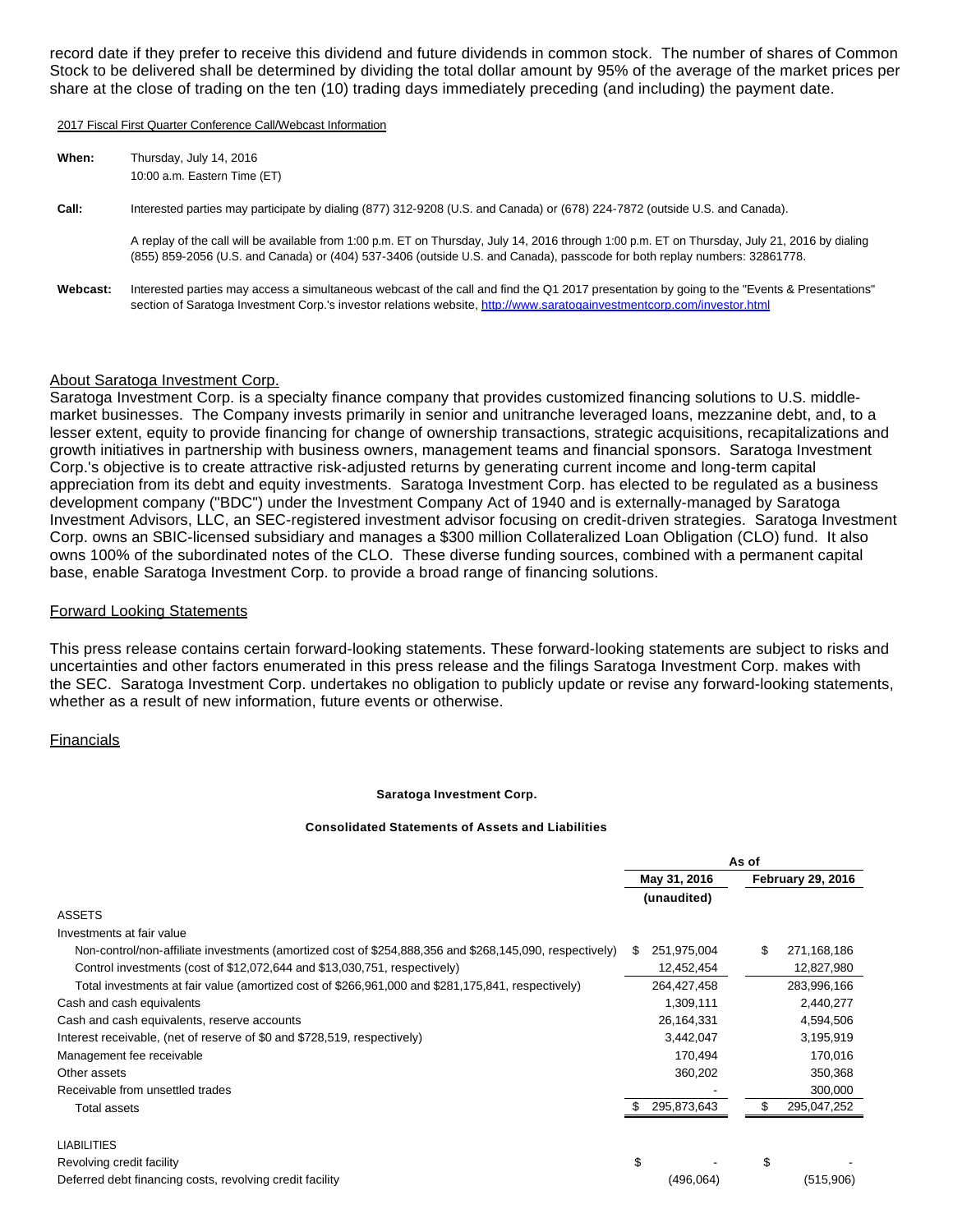record date if they prefer to receive this dividend and future dividends in common stock. The number of shares of Common Stock to be delivered shall be determined by dividing the total dollar amount by 95% of the average of the market prices per share at the close of trading on the ten (10) trading days immediately preceding (and including) the payment date.

2017 Fiscal First Quarter Conference Call/Webcast Information

**When:** Thursday, July 14, 2016
10:00 a.m. Eastern Time (ET)

**Call:** Interested parties may participate by dialing (877) 312-9208 (U.S. and Canada) or (678) 224-7872 (outside U.S. and Canada).

A replay of the call will be available from 1:00 p.m. ET on Thursday, July 14, 2016 through 1:00 p.m. ET on Thursday, July 21, 2016 by dialing (855) 859-2056 (U.S. and Canada) or (404) 537-3406 (outside U.S. and Canada), passcode for both replay numbers: 32861778.

**Webcast:** Interested parties may access a simultaneous webcast of the call and find the Q1 2017 presentation by going to the "Events & Presentations" section of Saratoga Investment Corp.'s investor relations website, http://www.saratogainvestmentcorp.com/investor.html

About Saratoga Investment Corp.

Saratoga Investment Corp. is a specialty finance company that provides customized financing solutions to U.S. middle-market businesses. The Company invests primarily in senior and unitranche leveraged loans, mezzanine debt, and, to a lesser extent, equity to provide financing for change of ownership transactions, strategic acquisitions, recapitalizations and growth initiatives in partnership with business owners, management teams and financial sponsors. Saratoga Investment Corp.'s objective is to create attractive risk-adjusted returns by generating current income and long-term capital appreciation from its debt and equity investments. Saratoga Investment Corp. has elected to be regulated as a business development company ("BDC") under the Investment Company Act of 1940 and is externally-managed by Saratoga Investment Advisors, LLC, an SEC-registered investment advisor focusing on credit-driven strategies. Saratoga Investment Corp. owns an SBIC-licensed subsidiary and manages a $300 million Collateralized Loan Obligation (CLO) fund. It also owns 100% of the subordinated notes of the CLO. These diverse funding sources, combined with a permanent capital base, enable Saratoga Investment Corp. to provide a broad range of financing solutions.

Forward Looking Statements

This press release contains certain forward-looking statements. These forward-looking statements are subject to risks and uncertainties and other factors enumerated in this press release and the filings Saratoga Investment Corp. makes with the SEC. Saratoga Investment Corp. undertakes no obligation to publicly update or revise any forward-looking statements, whether as a result of new information, future events or otherwise.

Financials

**Saratoga Investment Corp.**

**Consolidated Statements of Assets and Liabilities**

| | As of | |
|---|---|---|
| | **May 31, 2016** | **February 29, 2016** |
| | **(unaudited)** | |
| ASSETS | | |
| Investments at fair value | | |
| Non-control/non-affiliate investments (amortized cost of $254,888,356 and $268,145,090, respectively) | $ 251,975,004 | $ 271,168,186 |
| Control investments (cost of $12,072,644 and $13,030,751, respectively) | 12,452,454 | 12,827,980 |
| Total investments at fair value (amortized cost of $266,961,000 and $281,175,841, respectively) | 264,427,458 | 283,996,166 |
| Cash and cash equivalents | 1,309,111 | 2,440,277 |
| Cash and cash equivalents, reserve accounts | 26,164,331 | 4,594,506 |
| Interest receivable, (net of reserve of $0 and $728,519, respectively) | 3,442,047 | 3,195,919 |
| Management fee receivable | 170,494 | 170,016 |
| Other assets | 360,202 | 350,368 |
| Receivable from unsettled trades | - | 300,000 |
| Total assets | $ 295,873,643 | $ 295,047,252 |
| | | |
| LIABILITIES | | |
| Revolving credit facility | $ - | $ - |
| Deferred debt financing costs, revolving credit facility | (496,064) | (515,906) |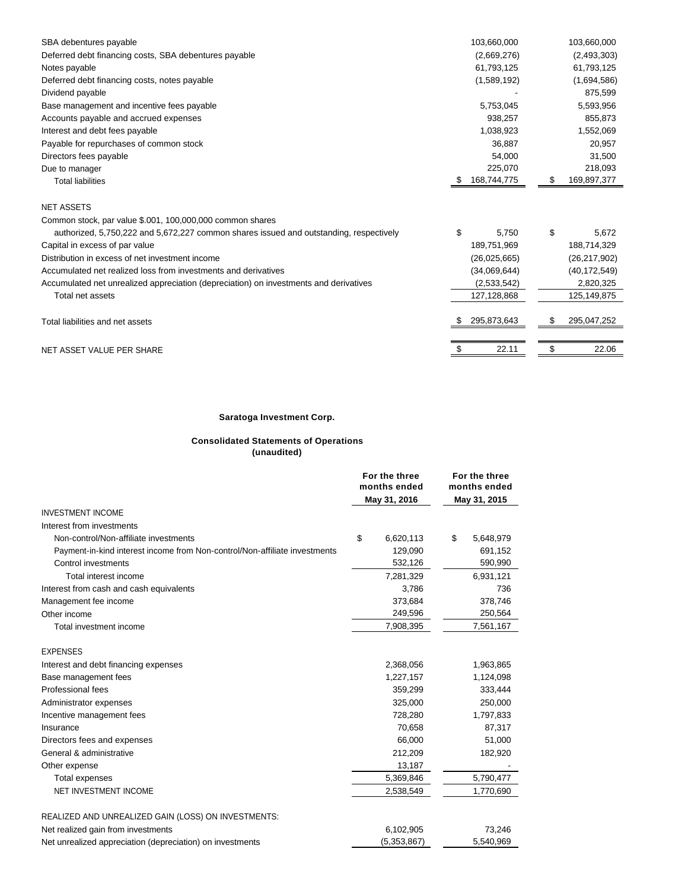| | | |
|---|---|---|
| SBA debentures payable | 103,660,000 | 103,660,000 |
| Deferred debt financing costs, SBA debentures payable | (2,669,276) | (2,493,303) |
| Notes payable | 61,793,125 | 61,793,125 |
| Deferred debt financing costs, notes payable | (1,589,192) | (1,694,586) |
| Dividend payable | - | 875,599 |
| Base management and incentive fees payable | 5,753,045 | 5,593,956 |
| Accounts payable and accrued expenses | 938,257 | 855,873 |
| Interest and debt fees payable | 1,038,923 | 1,552,069 |
| Payable for repurchases of common stock | 36,887 | 20,957 |
| Directors fees payable | 54,000 | 31,500 |
| Due to manager | 225,070 | 218,093 |
| Total liabilities | $ 168,744,775 | $ 169,897,377 |
| | | |
| NET ASSETS | | |
| Common stock, par value $.001, 100,000,000 common shares authorized, 5,750,222 and 5,672,227 common shares issued and outstanding, respectively | $ 5,750 | $ 5,672 |
| Capital in excess of par value | 189,751,969 | 188,714,329 |
| Distribution in excess of net investment income | (26,025,665) | (26,217,902) |
| Accumulated net realized loss from investments and derivatives | (34,069,644) | (40,172,549) |
| Accumulated net unrealized appreciation (depreciation) on investments and derivatives | (2,533,542) | 2,820,325 |
| Total net assets | 127,128,868 | 125,149,875 |
| | | |
| Total liabilities and net assets | $ 295,873,643 | $ 295,047,252 |
| | | |
| NET ASSET VALUE PER SHARE | $ 22.11 | $ 22.06 |

**Saratoga Investment Corp.**

**Consolidated Statements of Operations**
**(unaudited)**

| | For the three months ended May 31, 2016 | For the three months ended May 31, 2015 |
|---|---|---|
| INVESTMENT INCOME | | |
| Interest from investments | | |
| Non-control/Non-affiliate investments | $ 6,620,113 | $ 5,648,979 |
| Payment-in-kind interest income from Non-control/Non-affiliate investments | 129,090 | 691,152 |
| Control investments | 532,126 | 590,990 |
| Total interest income | 7,281,329 | 6,931,121 |
| Interest from cash and cash equivalents | 3,786 | 736 |
| Management fee income | 373,684 | 378,746 |
| Other income | 249,596 | 250,564 |
| Total investment income | 7,908,395 | 7,561,167 |
| | | |
| EXPENSES | | |
| Interest and debt financing expenses | 2,368,056 | 1,963,865 |
| Base management fees | 1,227,157 | 1,124,098 |
| Professional fees | 359,299 | 333,444 |
| Administrator expenses | 325,000 | 250,000 |
| Incentive management fees | 728,280 | 1,797,833 |
| Insurance | 70,658 | 87,317 |
| Directors fees and expenses | 66,000 | 51,000 |
| General & administrative | 212,209 | 182,920 |
| Other expense | 13,187 | - |
| Total expenses | 5,369,846 | 5,790,477 |
| NET INVESTMENT INCOME | 2,538,549 | 1,770,690 |
| | | |
| REALIZED AND UNREALIZED GAIN (LOSS) ON INVESTMENTS: | | |
| Net realized gain from investments | 6,102,905 | 73,246 |
| Net unrealized appreciation (depreciation) on investments | (5,353,867) | 5,540,969 |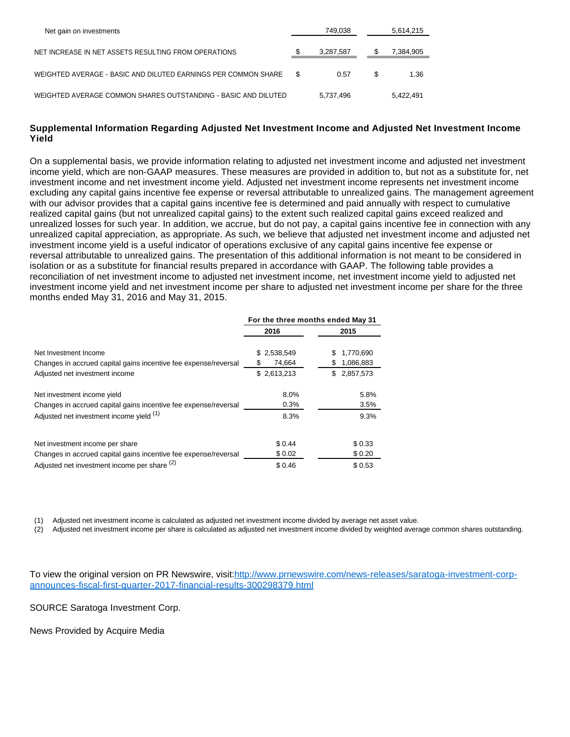| | | |
|---|---|---|
| Net gain on investments | 749,038 | 5,614,215 |
| NET INCREASE IN NET ASSETS RESULTING FROM OPERATIONS | $ 3,287,587 | $ 7,384,905 |
| WEIGHTED AVERAGE - BASIC AND DILUTED EARNINGS PER COMMON SHARE | $ 0.57 | $ 1.36 |
| WEIGHTED AVERAGE COMMON SHARES OUTSTANDING - BASIC AND DILUTED | 5,737,496 | 5,422,491 |

**Supplemental Information Regarding Adjusted Net Investment Income and Adjusted Net Investment Income Yield**

On a supplemental basis, we provide information relating to adjusted net investment income and adjusted net investment income yield, which are non-GAAP measures. These measures are provided in addition to, but not as a substitute for, net investment income and net investment income yield. Adjusted net investment income represents net investment income excluding any capital gains incentive fee expense or reversal attributable to unrealized gains. The management agreement with our advisor provides that a capital gains incentive fee is determined and paid annually with respect to cumulative realized capital gains (but not unrealized capital gains) to the extent such realized capital gains exceed realized and unrealized losses for such year. In addition, we accrue, but do not pay, a capital gains incentive fee in connection with any unrealized capital appreciation, as appropriate. As such, we believe that adjusted net investment income and adjusted net investment income yield is a useful indicator of operations exclusive of any capital gains incentive fee expense or reversal attributable to unrealized gains. The presentation of this additional information is not meant to be considered in isolation or as a substitute for financial results prepared in accordance with GAAP. The following table provides a reconciliation of net investment income to adjusted net investment income, net investment income yield to adjusted net investment income yield and net investment income per share to adjusted net investment income per share for the three months ended May 31, 2016 and May 31, 2015.

| | For the three months ended May 31 | |
|---|---|---|
| | 2016 | 2015 |
| Net Investment Income | $ 2,538,549 | $ 1,770,690 |
| Changes in accrued capital gains incentive fee expense/reversal | $ 74,664 | $ 1,086,883 |
| Adjusted net investment income | $ 2,613,213 | $ 2,857,573 |
| Net investment income yield | 8.0% | 5.8% |
| Changes in accrued capital gains incentive fee expense/reversal | 0.3% | 3.5% |
| Adjusted net investment income yield (1) | 8.3% | 9.3% |
| Net investment income per share | $ 0.44 | $ 0.33 |
| Changes in accrued capital gains incentive fee expense/reversal | $ 0.02 | $ 0.20 |
| Adjusted net investment income per share (2) | $ 0.46 | $ 0.53 |

(1) Adjusted net investment income is calculated as adjusted net investment income divided by average net asset value.

(2) Adjusted net investment income per share is calculated as adjusted net investment income divided by weighted average common shares outstanding.

To view the original version on PR Newswire, visit:[http://www.prnewswire.com/news-releases/saratoga-investment-corp-announces-fiscal-first-quarter-2017-financial-results-300298379.html](http://www.prnewswire.com/news-releases/saratoga-investment-corp-announces-fiscal-first-quarter-2017-financial-results-300298379.html)

SOURCE Saratoga Investment Corp.

News Provided by Acquire Media